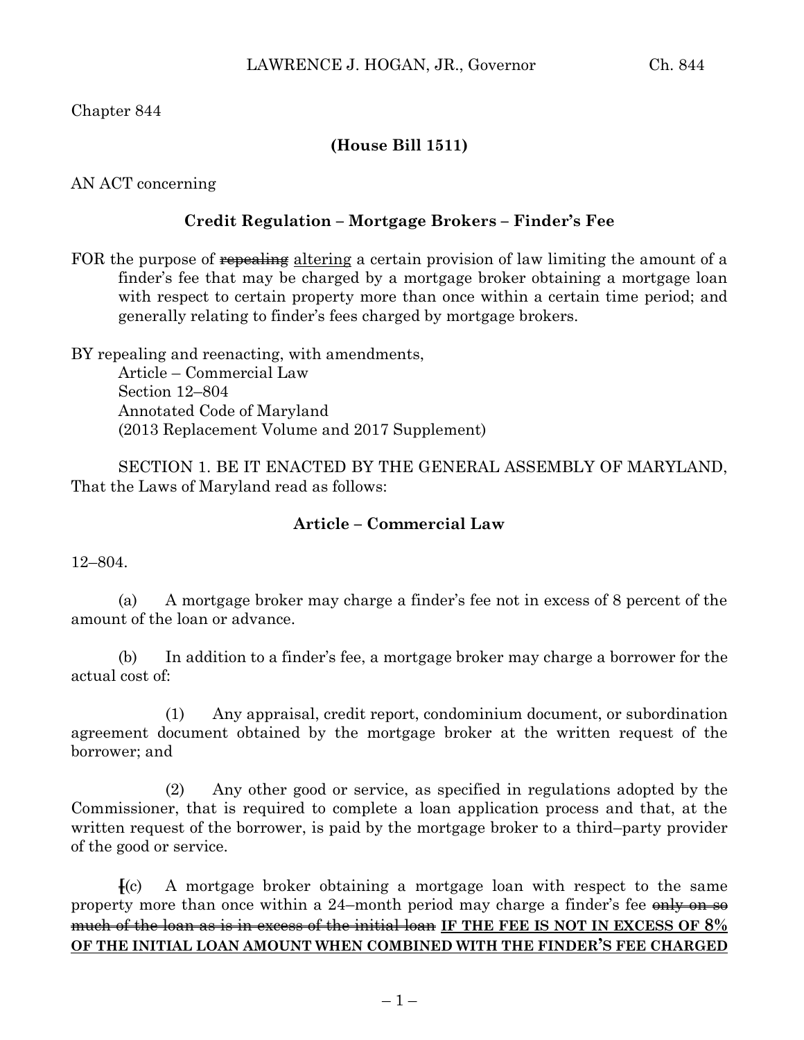Chapter 844

**(House Bill 1511)**

AN ACT concerning

**Credit Regulation – Mortgage Brokers – Finder's Fee**

FOR the purpose of ~~repealing~~ altering a certain provision of law limiting the amount of a finder's fee that may be charged by a mortgage broker obtaining a mortgage loan with respect to certain property more than once within a certain time period; and generally relating to finder's fees charged by mortgage brokers.

BY repealing and reenacting, with amendments,
Article – Commercial Law
Section 12–804
Annotated Code of Maryland
(2013 Replacement Volume and 2017 Supplement)

SECTION 1. BE IT ENACTED BY THE GENERAL ASSEMBLY OF MARYLAND, That the Laws of Maryland read as follows:

**Article – Commercial Law**

12–804.

(a) A mortgage broker may charge a finder's fee not in excess of 8 percent of the amount of the loan or advance.

(b) In addition to a finder's fee, a mortgage broker may charge a borrower for the actual cost of:

(1) Any appraisal, credit report, condominium document, or subordination agreement document obtained by the mortgage broker at the written request of the borrower; and

(2) Any other good or service, as specified in regulations adopted by the Commissioner, that is required to complete a loan application process and that, at the written request of the borrower, is paid by the mortgage broker to a third–party provider of the good or service.

~~[~~(c) A mortgage broker obtaining a mortgage loan with respect to the same property more than once within a 24–month period may charge a finder's fee ~~only on so much of the loan as is in excess of the initial loan~~ **IF THE FEE IS NOT IN EXCESS OF 8% OF THE INITIAL LOAN AMOUNT WHEN COMBINED WITH THE FINDER'S FEE CHARGED**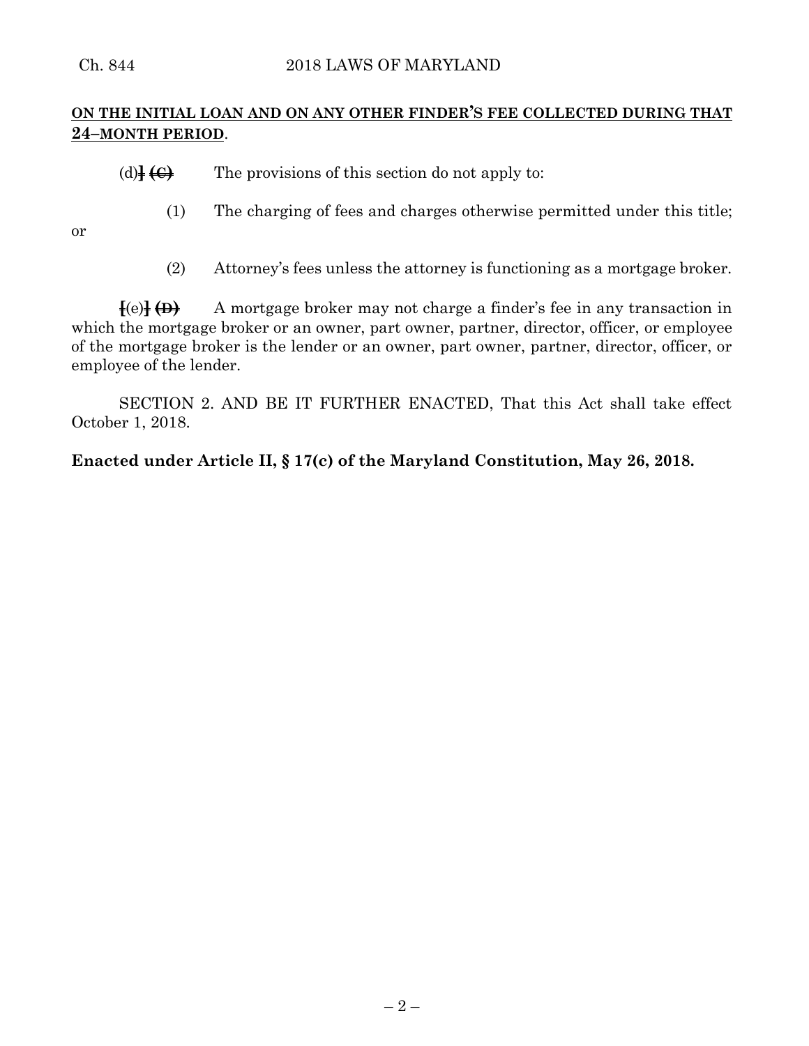**ON THE INITIAL LOAN AND ON ANY OTHER FINDER'S FEE COLLECTED DURING THAT 24–MONTH PERIOD**.

(d)] ~~(C)~~ The provisions of this section do not apply to:

(1) The charging of fees and charges otherwise permitted under this title; or

(2) Attorney's fees unless the attorney is functioning as a mortgage broker.

[(e)] ~~(D)~~ A mortgage broker may not charge a finder's fee in any transaction in which the mortgage broker or an owner, part owner, partner, director, officer, or employee of the mortgage broker is the lender or an owner, part owner, partner, director, officer, or employee of the lender.

SECTION 2. AND BE IT FURTHER ENACTED, That this Act shall take effect October 1, 2018.

**Enacted under Article II, § 17(c) of the Maryland Constitution, May 26, 2018.**